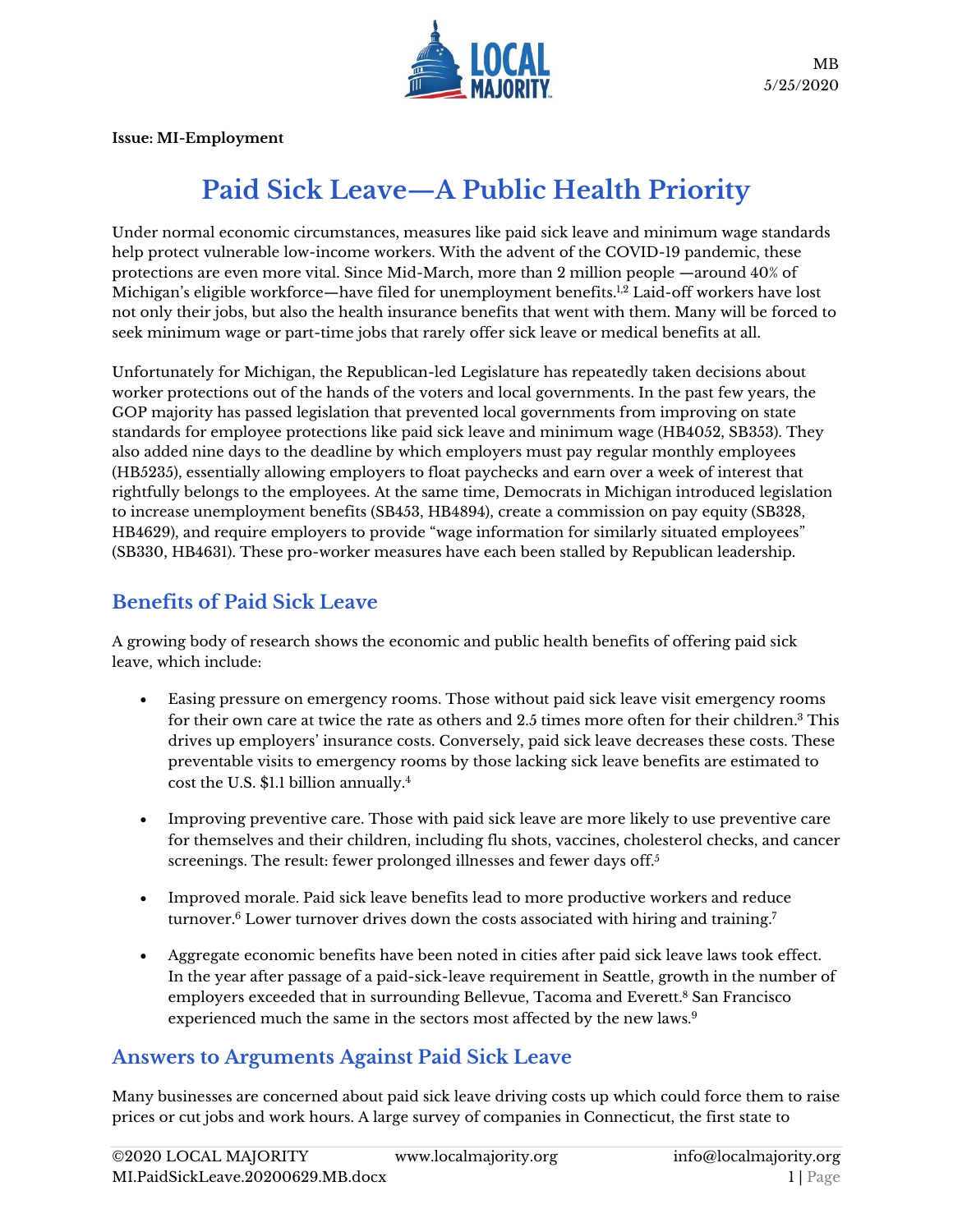MB
5/25/2020

**Issue: MI-Employment**

# Paid Sick Leave—A Public Health Priority

Under normal economic circumstances, measures like paid sick leave and minimum wage standards help protect vulnerable low-income workers. With the advent of the COVID-19 pandemic, these protections are even more vital. Since Mid-March, more than 2 million people —around 40% of Michigan's eligible workforce—have filed for unemployment benefits.[1,2] Laid-off workers have lost not only their jobs, but also the health insurance benefits that went with them. Many will be forced to seek minimum wage or part-time jobs that rarely offer sick leave or medical benefits at all.

Unfortunately for Michigan, the Republican-led Legislature has repeatedly taken decisions about worker protections out of the hands of the voters and local governments. In the past few years, the GOP majority has passed legislation that prevented local governments from improving on state standards for employee protections like paid sick leave and minimum wage (HB4052, SB353). They also added nine days to the deadline by which employers must pay regular monthly employees (HB5235), essentially allowing employers to float paychecks and earn over a week of interest that rightfully belongs to the employees. At the same time, Democrats in Michigan introduced legislation to increase unemployment benefits (SB453, HB4894), create a commission on pay equity (SB328, HB4629), and require employers to provide "wage information for similarly situated employees" (SB330, HB4631). These pro-worker measures have each been stalled by Republican leadership.

## Benefits of Paid Sick Leave

A growing body of research shows the economic and public health benefits of offering paid sick leave, which include:

- Easing pressure on emergency rooms. Those without paid sick leave visit emergency rooms for their own care at twice the rate as others and 2.5 times more often for their children.[3] This drives up employers' insurance costs. Conversely, paid sick leave decreases these costs. These preventable visits to emergency rooms by those lacking sick leave benefits are estimated to cost the U.S. $1.1 billion annually.[4]

- Improving preventive care. Those with paid sick leave are more likely to use preventive care for themselves and their children, including flu shots, vaccines, cholesterol checks, and cancer screenings. The result: fewer prolonged illnesses and fewer days off.[5]

- Improved morale. Paid sick leave benefits lead to more productive workers and reduce turnover.[6] Lower turnover drives down the costs associated with hiring and training.[7]

- Aggregate economic benefits have been noted in cities after paid sick leave laws took effect. In the year after passage of a paid-sick-leave requirement in Seattle, growth in the number of employers exceeded that in surrounding Bellevue, Tacoma and Everett.[8] San Francisco experienced much the same in the sectors most affected by the new laws.[9]

## Answers to Arguments Against Paid Sick Leave

Many businesses are concerned about paid sick leave driving costs up which could force them to raise prices or cut jobs and work hours. A large survey of companies in Connecticut, the first state to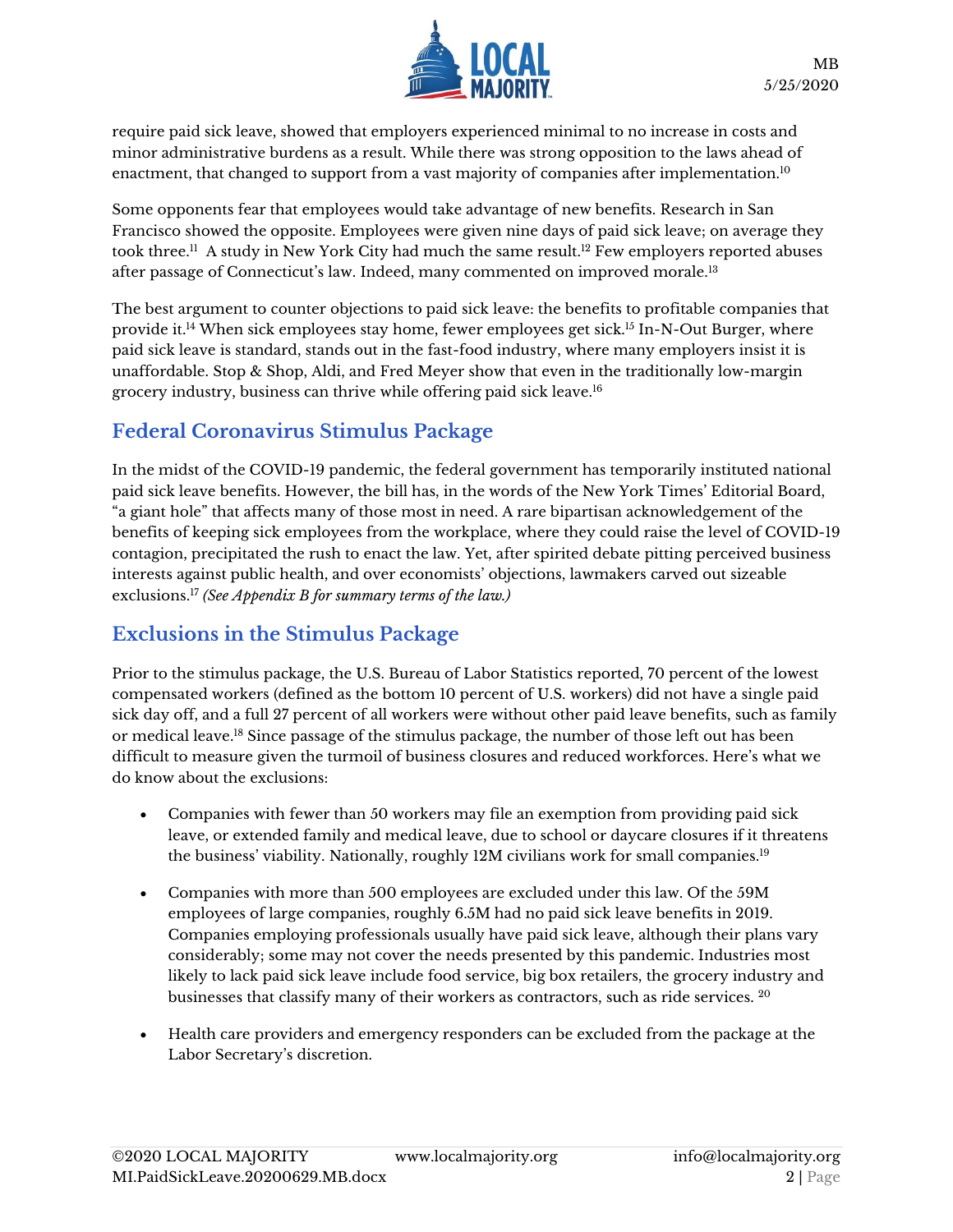require paid sick leave, showed that employers experienced minimal to no increase in costs and minor administrative burdens as a result. While there was strong opposition to the laws ahead of enactment, that changed to support from a vast majority of companies after implementation.[10]

Some opponents fear that employees would take advantage of new benefits. Research in San Francisco showed the opposite. Employees were given nine days of paid sick leave; on average they took three.[11] A study in New York City had much the same result.[12] Few employers reported abuses after passage of Connecticut's law. Indeed, many commented on improved morale.[13]

The best argument to counter objections to paid sick leave: the benefits to profitable companies that provide it.[14] When sick employees stay home, fewer employees get sick.[15] In-N-Out Burger, where paid sick leave is standard, stands out in the fast-food industry, where many employers insist it is unaffordable. Stop & Shop, Aldi, and Fred Meyer show that even in the traditionally low-margin grocery industry, business can thrive while offering paid sick leave.[16]

## Federal Coronavirus Stimulus Package

In the midst of the COVID-19 pandemic, the federal government has temporarily instituted national paid sick leave benefits. However, the bill has, in the words of the New York Times' Editorial Board, "a giant hole" that affects many of those most in need. A rare bipartisan acknowledgement of the benefits of keeping sick employees from the workplace, where they could raise the level of COVID-19 contagion, precipitated the rush to enact the law. Yet, after spirited debate pitting perceived business interests against public health, and over economists' objections, lawmakers carved out sizeable exclusions.[17] *(See Appendix B for summary terms of the law.)*

## Exclusions in the Stimulus Package

Prior to the stimulus package, the U.S. Bureau of Labor Statistics reported, 70 percent of the lowest compensated workers (defined as the bottom 10 percent of U.S. workers) did not have a single paid sick day off, and a full 27 percent of all workers were without other paid leave benefits, such as family or medical leave.[18] Since passage of the stimulus package, the number of those left out has been difficult to measure given the turmoil of business closures and reduced workforces. Here's what we do know about the exclusions:

- Companies with fewer than 50 workers may file an exemption from providing paid sick leave, or extended family and medical leave, due to school or daycare closures if it threatens the business' viability. Nationally, roughly 12M civilians work for small companies.[19]
- Companies with more than 500 employees are excluded under this law. Of the 59M employees of large companies, roughly 6.5M had no paid sick leave benefits in 2019. Companies employing professionals usually have paid sick leave, although their plans vary considerably; some may not cover the needs presented by this pandemic. Industries most likely to lack paid sick leave include food service, big box retailers, the grocery industry and businesses that classify many of their workers as contractors, such as ride services.[20]
- Health care providers and emergency responders can be excluded from the package at the Labor Secretary's discretion.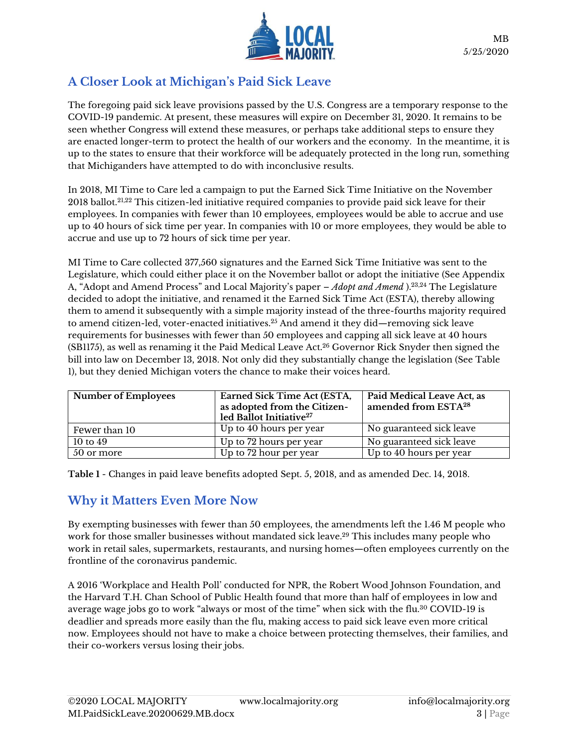## A Closer Look at Michigan's Paid Sick Leave

The foregoing paid sick leave provisions passed by the U.S. Congress are a temporary response to the COVID-19 pandemic. At present, these measures will expire on December 31, 2020. It remains to be seen whether Congress will extend these measures, or perhaps take additional steps to ensure they are enacted longer-term to protect the health of our workers and the economy. In the meantime, it is up to the states to ensure that their workforce will be adequately protected in the long run, something that Michiganders have attempted to do with inconclusive results.

In 2018, MI Time to Care led a campaign to put the Earned Sick Time Initiative on the November 2018 ballot.[21,22] This citizen-led initiative required companies to provide paid sick leave for their employees. In companies with fewer than 10 employees, employees would be able to accrue and use up to 40 hours of sick time per year. In companies with 10 or more employees, they would be able to accrue and use up to 72 hours of sick time per year.

MI Time to Care collected 377,560 signatures and the Earned Sick Time Initiative was sent to the Legislature, which could either place it on the November ballot or adopt the initiative (See Appendix A, "Adopt and Amend Process" and Local Majority's paper – *Adopt and Amend* ).[23,24] The Legislature decided to adopt the initiative, and renamed it the Earned Sick Time Act (ESTA), thereby allowing them to amend it subsequently with a simple majority instead of the three-fourths majority required to amend citizen-led, voter-enacted initiatives.[25] And amend it they did—removing sick leave requirements for businesses with fewer than 50 employees and capping all sick leave at 40 hours (SB1175), as well as renaming it the Paid Medical Leave Act.[26] Governor Rick Snyder then signed the bill into law on December 13, 2018. Not only did they substantially change the legislation (See Table 1), but they denied Michigan voters the chance to make their voices heard.

| **Number of Employees** | **Earned Sick Time Act (ESTA, as adopted from the Citizen-led Ballot Initiative[27]** | **Paid Medical Leave Act, as amended from ESTA[28]** |
|---|---|---|
| Fewer than 10 | Up to 40 hours per year | No guaranteed sick leave |
| 10 to 49 | Up to 72 hours per year | No guaranteed sick leave |
| 50 or more | Up to 72 hour per year | Up to 40 hours per year |

**Table 1** - Changes in paid leave benefits adopted Sept. 5, 2018, and as amended Dec. 14, 2018.

## Why it Matters Even More Now

By exempting businesses with fewer than 50 employees, the amendments left the 1.46 M people who work for those smaller businesses without mandated sick leave.[29] This includes many people who work in retail sales, supermarkets, restaurants, and nursing homes—often employees currently on the frontline of the coronavirus pandemic.

A 2016 'Workplace and Health Poll' conducted for NPR, the Robert Wood Johnson Foundation, and the Harvard T.H. Chan School of Public Health found that more than half of employees in low and average wage jobs go to work "always or most of the time" when sick with the flu.[30] COVID-19 is deadlier and spreads more easily than the flu, making access to paid sick leave even more critical now. Employees should not have to make a choice between protecting themselves, their families, and their co-workers versus losing their jobs.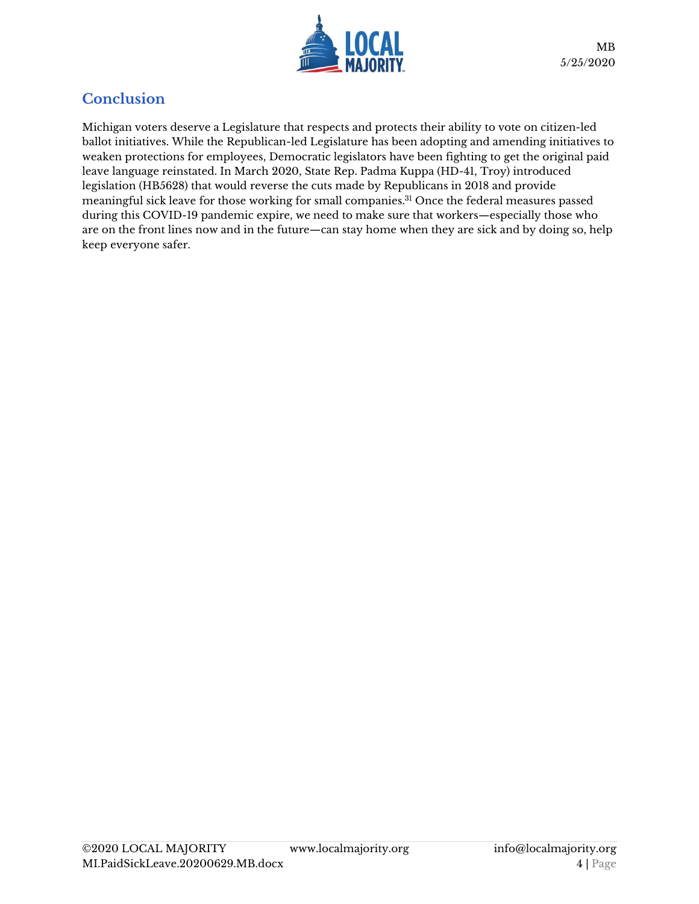## Conclusion

Michigan voters deserve a Legislature that respects and protects their ability to vote on citizen-led ballot initiatives. While the Republican-led Legislature has been adopting and amending initiatives to weaken protections for employees, Democratic legislators have been fighting to get the original paid leave language reinstated. In March 2020, State Rep. Padma Kuppa (HD-41, Troy) introduced legislation (HB5628) that would reverse the cuts made by Republicans in 2018 and provide meaningful sick leave for those working for small companies.[31] Once the federal measures passed during this COVID-19 pandemic expire, we need to make sure that workers—especially those who are on the front lines now and in the future—can stay home when they are sick and by doing so, help keep everyone safer.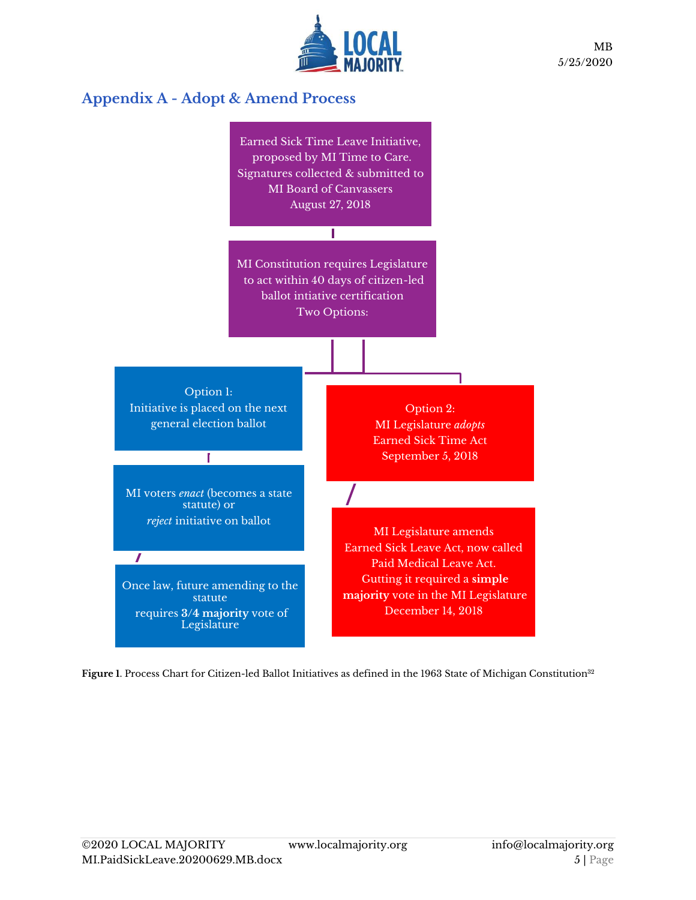## Appendix A - Adopt & Amend Process

Earned Sick Time Leave Initiative, proposed by MI Time to Care. Signatures collected & submitted to MI Board of Canvassers August 27, 2018

MI Constitution requires Legislature to act within 40 days of citizen-led ballot intiative certification Two Options:

Option 1: Initiative is placed on the next general election ballot

MI voters *enact* (becomes a state statute) or *reject* initiative on ballot

Once law, future amending to the statute requires **3/4 majority** vote of Legislature

Option 2: MI Legislature *adopts* Earned Sick Time Act September 5, 2018

MI Legislature amends Earned Sick Leave Act, now called Paid Medical Leave Act. Gutting it required a **simple majority** vote in the MI Legislature December 14, 2018

**Figure 1**. Process Chart for Citizen-led Ballot Initiatives as defined in the 1963 State of Michigan Constitution[32]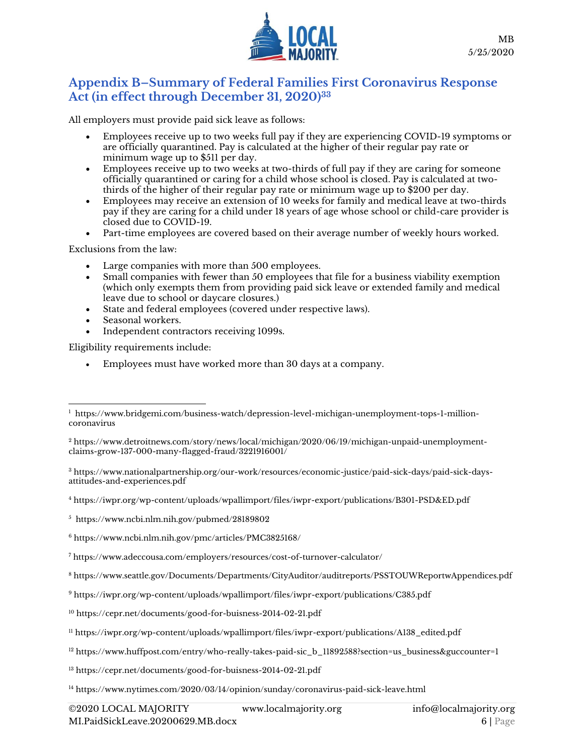## Appendix B–Summary of Federal Families First Coronavirus Response Act (in effect through December 31, 2020)[33]

All employers must provide paid sick leave as follows:

- Employees receive up to two weeks full pay if they are experiencing COVID-19 symptoms or are officially quarantined. Pay is calculated at the higher of their regular pay rate or minimum wage up to $511 per day.
- Employees receive up to two weeks at two-thirds of full pay if they are caring for someone officially quarantined or caring for a child whose school is closed. Pay is calculated at two-thirds of the higher of their regular pay rate or minimum wage up to $200 per day.
- Employees may receive an extension of 10 weeks for family and medical leave at two-thirds pay if they are caring for a child under 18 years of age whose school or child-care provider is closed due to COVID-19.
- Part-time employees are covered based on their average number of weekly hours worked.

Exclusions from the law:

- Large companies with more than 500 employees.
- Small companies with fewer than 50 employees that file for a business viability exemption (which only exempts them from providing paid sick leave or extended family and medical leave due to school or daycare closures.)
- State and federal employees (covered under respective laws).
- Seasonal workers.
- Independent contractors receiving 1099s.

Eligibility requirements include:

- Employees must have worked more than 30 days at a company.

---

[1] https://www.bridgemi.com/business-watch/depression-level-michigan-unemployment-tops-1-million-coronavirus

[2] https://www.detroitnews.com/story/news/local/michigan/2020/06/19/michigan-unpaid-unemployment-claims-grow-137-000-many-flagged-fraud/3221916001/

[3] https://www.nationalpartnership.org/our-work/resources/economic-justice/paid-sick-days/paid-sick-days-attitudes-and-experiences.pdf

[4] https://iwpr.org/wp-content/uploads/wpallimport/files/iwpr-export/publications/B301-PSD&ED.pdf

[5] https://www.ncbi.nlm.nih.gov/pubmed/28189802

[6] https://www.ncbi.nlm.nih.gov/pmc/articles/PMC3825168/

[7] https://www.adeccousa.com/employers/resources/cost-of-turnover-calculator/

[8] https://www.seattle.gov/Documents/Departments/CityAuditor/auditreports/PSSTOUWReportwAppendices.pdf

[9] https://iwpr.org/wp-content/uploads/wpallimport/files/iwpr-export/publications/C385.pdf

[10] https://cepr.net/documents/good-for-buisness-2014-02-21.pdf

[11] https://iwpr.org/wp-content/uploads/wpallimport/files/iwpr-export/publications/A138_edited.pdf

[12] https://www.huffpost.com/entry/who-really-takes-paid-sic_b_11892588?section=us_business&guccounter=1

[13] https://cepr.net/documents/good-for-buisness-2014-02-21.pdf

[14] https://www.nytimes.com/2020/03/14/opinion/sunday/coronavirus-paid-sick-leave.html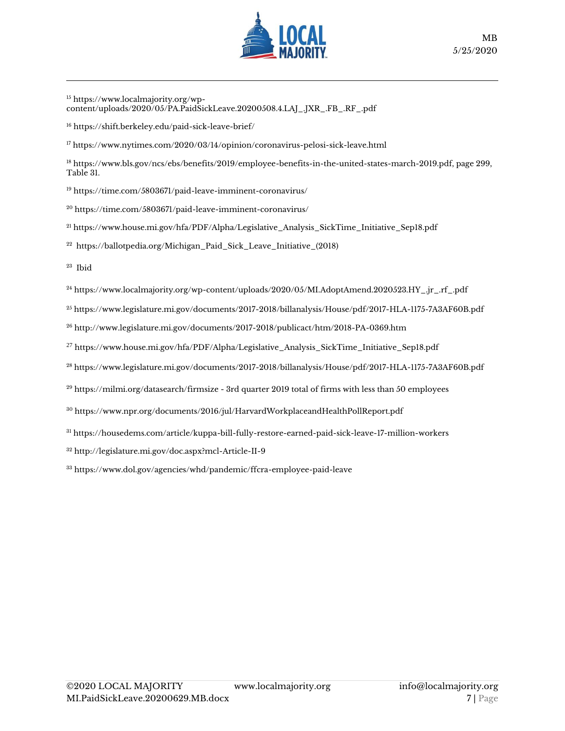[15] https://www.localmajority.org/wp-content/uploads/2020/05/PA.PaidSickLeave.20200508.4.LAJ_.JXR_.FB_.RF_.pdf

[16] https://shift.berkeley.edu/paid-sick-leave-brief/

[17] https://www.nytimes.com/2020/03/14/opinion/coronavirus-pelosi-sick-leave.html

[18] https://www.bls.gov/ncs/ebs/benefits/2019/employee-benefits-in-the-united-states-march-2019.pdf, page 299, Table 31.

[19] https://time.com/5803671/paid-leave-imminent-coronavirus/

[20] https://time.com/5803671/paid-leave-imminent-coronavirus/

[21] https://www.house.mi.gov/hfa/PDF/Alpha/Legislative_Analysis_SickTime_Initiative_Sep18.pdf

[22] https://ballotpedia.org/Michigan_Paid_Sick_Leave_Initiative_(2018)

[23] Ibid

[24] https://www.localmajority.org/wp-content/uploads/2020/05/MI.AdoptAmend.2020523.HY_.jr_.rf_.pdf

[25] https://www.legislature.mi.gov/documents/2017-2018/billanalysis/House/pdf/2017-HLA-1175-7A3AF60B.pdf

[26] http://www.legislature.mi.gov/documents/2017-2018/publicact/htm/2018-PA-0369.htm

[27] https://www.house.mi.gov/hfa/PDF/Alpha/Legislative_Analysis_SickTime_Initiative_Sep18.pdf

[28] https://www.legislature.mi.gov/documents/2017-2018/billanalysis/House/pdf/2017-HLA-1175-7A3AF60B.pdf

[29] https://milmi.org/datasearch/firmsize - 3rd quarter 2019 total of firms with less than 50 employees

[30] https://www.npr.org/documents/2016/jul/HarvardWorkplaceandHealthPollReport.pdf

[31] https://housedems.com/article/kuppa-bill-fully-restore-earned-paid-sick-leave-17-million-workers

[32] http://legislature.mi.gov/doc.aspx?mcl-Article-II-9

[33] https://www.dol.gov/agencies/whd/pandemic/ffcra-employee-paid-leave